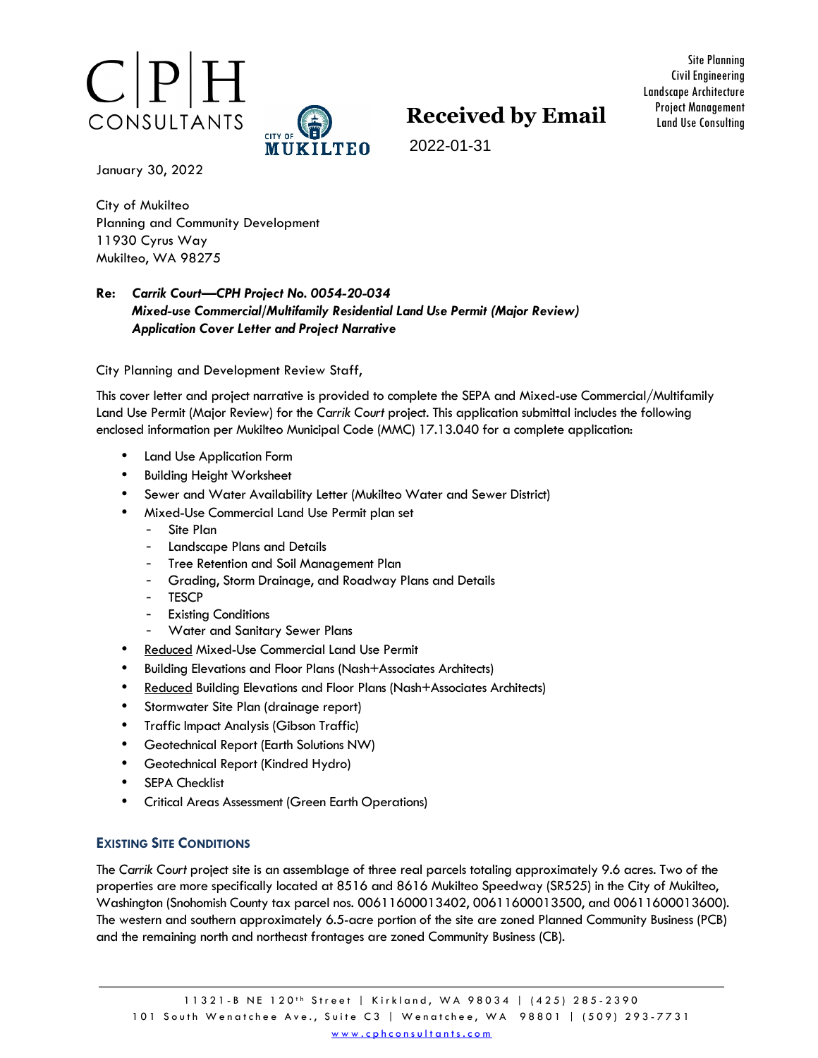Site Planning
Civil Engineering
Landscape Architecture
Project Management
Land Use Consulting

**Received by Email**

2022-01-31

January 30, 2022

City of Mukilteo
Planning and Community Development
11930 Cyrus Way
Mukilteo, WA 98275

**Re:** ***Carrik Court—CPH Project No. 0054-20-034***
***Mixed-use Commercial/Multifamily Residential Land Use Permit (Major Review)***
***Application Cover Letter and Project Narrative***

City Planning and Development Review Staff,

This cover letter and project narrative is provided to complete the SEPA and Mixed-use Commercial/Multifamily Land Use Permit (Major Review) for the *Carrik Court* project. This application submittal includes the following enclosed information per Mukilteo Municipal Code (MMC) 17.13.040 for a complete application:

- Land Use Application Form
- Building Height Worksheet
- Sewer and Water Availability Letter (Mukilteo Water and Sewer District)
- Mixed-Use Commercial Land Use Permit plan set
  - Site Plan
  - Landscape Plans and Details
  - Tree Retention and Soil Management Plan
  - Grading, Storm Drainage, and Roadway Plans and Details
  - TESCP
  - Existing Conditions
  - Water and Sanitary Sewer Plans
- Reduced Mixed-Use Commercial Land Use Permit
- Building Elevations and Floor Plans (Nash+Associates Architects)
- Reduced Building Elevations and Floor Plans (Nash+Associates Architects)
- Stormwater Site Plan (drainage report)
- Traffic Impact Analysis (Gibson Traffic)
- Geotechnical Report (Earth Solutions NW)
- Geotechnical Report (Kindred Hydro)
- SEPA Checklist
- Critical Areas Assessment (Green Earth Operations)

## Existing Site Conditions

The *Carrik Court* project site is an assemblage of three real parcels totaling approximately 9.6 acres. Two of the properties are more specifically located at 8516 and 8616 Mukilteo Speedway (SR525) in the City of Mukilteo, Washington (Snohomish County tax parcel nos. 00611600013402, 00611600013500, and 00611600013600). The western and southern approximately 6.5-acre portion of the site are zoned Planned Community Business (PCB) and the remaining north and northeast frontages are zoned Community Business (CB).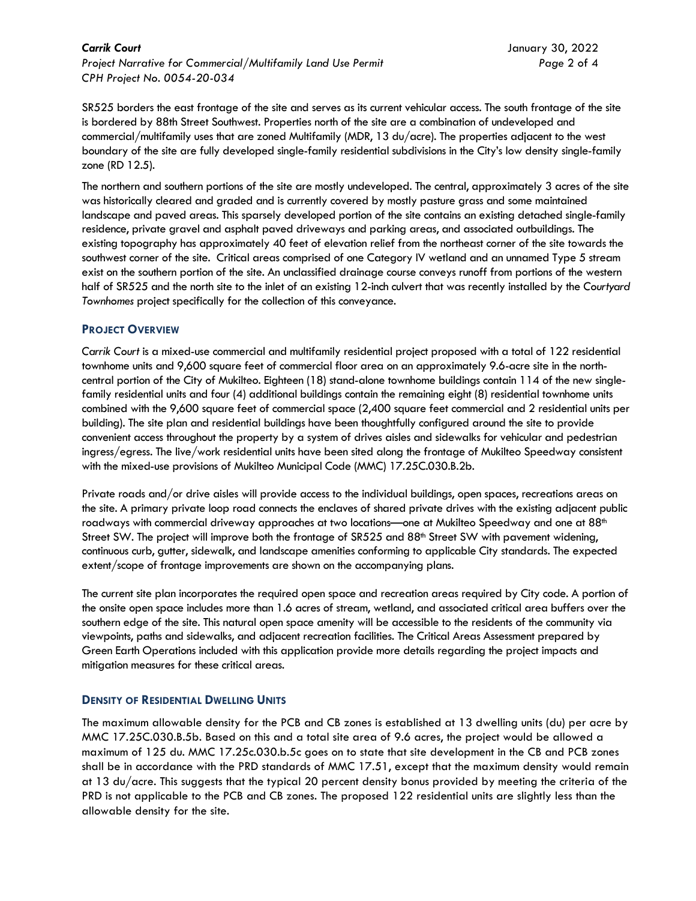SR525 borders the east frontage of the site and serves as its current vehicular access. The south frontage of the site is bordered by 88th Street Southwest. Properties north of the site are a combination of undeveloped and commercial/multifamily uses that are zoned Multifamily (MDR, 13 du/acre). The properties adjacent to the west boundary of the site are fully developed single-family residential subdivisions in the City's low density single-family zone (RD 12.5).

The northern and southern portions of the site are mostly undeveloped. The central, approximately 3 acres of the site was historically cleared and graded and is currently covered by mostly pasture grass and some maintained landscape and paved areas. This sparsely developed portion of the site contains an existing detached single-family residence, private gravel and asphalt paved driveways and parking areas, and associated outbuildings. The existing topography has approximately 40 feet of elevation relief from the northeast corner of the site towards the southwest corner of the site. Critical areas comprised of one Category IV wetland and an unnamed Type 5 stream exist on the southern portion of the site. An unclassified drainage course conveys runoff from portions of the western half of SR525 and the north site to the inlet of an existing 12-inch culvert that was recently installed by the *Courtyard Townhomes* project specifically for the collection of this conveyance.

## PROJECT OVERVIEW

*Carrik Court* is a mixed-use commercial and multifamily residential project proposed with a total of 122 residential townhome units and 9,600 square feet of commercial floor area on an approximately 9.6-acre site in the north-central portion of the City of Mukilteo. Eighteen (18) stand-alone townhome buildings contain 114 of the new single-family residential units and four (4) additional buildings contain the remaining eight (8) residential townhome units combined with the 9,600 square feet of commercial space (2,400 square feet commercial and 2 residential units per building). The site plan and residential buildings have been thoughtfully configured around the site to provide convenient access throughout the property by a system of drives aisles and sidewalks for vehicular and pedestrian ingress/egress. The live/work residential units have been sited along the frontage of Mukilteo Speedway consistent with the mixed-use provisions of Mukilteo Municipal Code (MMC) 17.25C.030.B.2b.

Private roads and/or drive aisles will provide access to the individual buildings, open spaces, recreations areas on the site. A primary private loop road connects the enclaves of shared private drives with the existing adjacent public roadways with commercial driveway approaches at two locations—one at Mukilteo Speedway and one at 88th Street SW. The project will improve both the frontage of SR525 and 88th Street SW with pavement widening, continuous curb, gutter, sidewalk, and landscape amenities conforming to applicable City standards. The expected extent/scope of frontage improvements are shown on the accompanying plans.

The current site plan incorporates the required open space and recreation areas required by City code. A portion of the onsite open space includes more than 1.6 acres of stream, wetland, and associated critical area buffers over the southern edge of the site. This natural open space amenity will be accessible to the residents of the community via viewpoints, paths and sidewalks, and adjacent recreation facilities. The Critical Areas Assessment prepared by Green Earth Operations included with this application provide more details regarding the project impacts and mitigation measures for these critical areas.

## DENSITY OF RESIDENTIAL DWELLING UNITS

The maximum allowable density for the PCB and CB zones is established at 13 dwelling units (du) per acre by MMC 17.25C.030.B.5b. Based on this and a total site area of 9.6 acres, the project would be allowed a maximum of 125 du. MMC 17.25c.030.b.5c goes on to state that site development in the CB and PCB zones shall be in accordance with the PRD standards of MMC 17.51, except that the maximum density would remain at 13 du/acre. This suggests that the typical 20 percent density bonus provided by meeting the criteria of the PRD is not applicable to the PCB and CB zones. The proposed 122 residential units are slightly less than the allowable density for the site.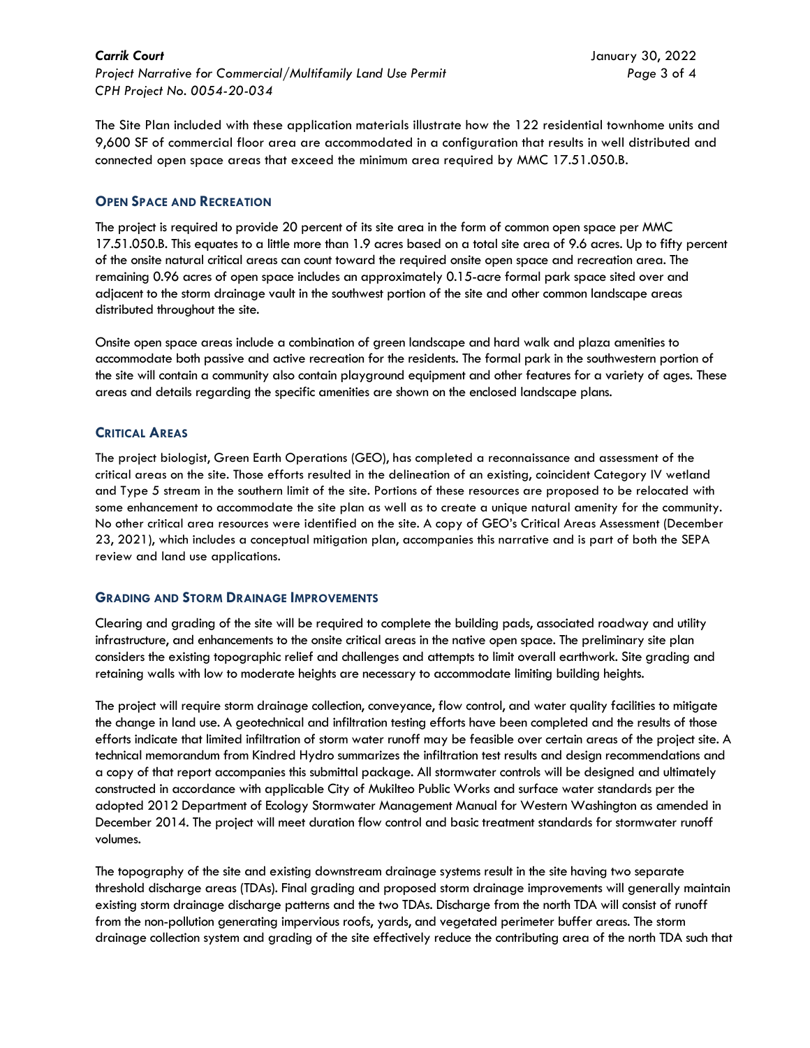The Site Plan included with these application materials illustrate how the 122 residential townhome units and 9,600 SF of commercial floor area are accommodated in a configuration that results in well distributed and connected open space areas that exceed the minimum area required by MMC 17.51.050.B.

## OPEN SPACE AND RECREATION

The project is required to provide 20 percent of its site area in the form of common open space per MMC 17.51.050.B. This equates to a little more than 1.9 acres based on a total site area of 9.6 acres. Up to fifty percent of the onsite natural critical areas can count toward the required onsite open space and recreation area. The remaining 0.96 acres of open space includes an approximately 0.15-acre formal park space sited over and adjacent to the storm drainage vault in the southwest portion of the site and other common landscape areas distributed throughout the site.

Onsite open space areas include a combination of green landscape and hard walk and plaza amenities to accommodate both passive and active recreation for the residents. The formal park in the southwestern portion of the site will contain a community also contain playground equipment and other features for a variety of ages. These areas and details regarding the specific amenities are shown on the enclosed landscape plans.

## CRITICAL AREAS

The project biologist, Green Earth Operations (GEO), has completed a reconnaissance and assessment of the critical areas on the site. Those efforts resulted in the delineation of an existing, coincident Category IV wetland and Type 5 stream in the southern limit of the site. Portions of these resources are proposed to be relocated with some enhancement to accommodate the site plan as well as to create a unique natural amenity for the community. No other critical area resources were identified on the site. A copy of GEO's Critical Areas Assessment (December 23, 2021), which includes a conceptual mitigation plan, accompanies this narrative and is part of both the SEPA review and land use applications.

## GRADING AND STORM DRAINAGE IMPROVEMENTS

Clearing and grading of the site will be required to complete the building pads, associated roadway and utility infrastructure, and enhancements to the onsite critical areas in the native open space. The preliminary site plan considers the existing topographic relief and challenges and attempts to limit overall earthwork. Site grading and retaining walls with low to moderate heights are necessary to accommodate limiting building heights.

The project will require storm drainage collection, conveyance, flow control, and water quality facilities to mitigate the change in land use. A geotechnical and infiltration testing efforts have been completed and the results of those efforts indicate that limited infiltration of storm water runoff may be feasible over certain areas of the project site. A technical memorandum from Kindred Hydro summarizes the infiltration test results and design recommendations and a copy of that report accompanies this submittal package. All stormwater controls will be designed and ultimately constructed in accordance with applicable City of Mukilteo Public Works and surface water standards per the adopted 2012 Department of Ecology Stormwater Management Manual for Western Washington as amended in December 2014. The project will meet duration flow control and basic treatment standards for stormwater runoff volumes.

The topography of the site and existing downstream drainage systems result in the site having two separate threshold discharge areas (TDAs). Final grading and proposed storm drainage improvements will generally maintain existing storm drainage discharge patterns and the two TDAs. Discharge from the north TDA will consist of runoff from the non-pollution generating impervious roofs, yards, and vegetated perimeter buffer areas. The storm drainage collection system and grading of the site effectively reduce the contributing area of the north TDA such that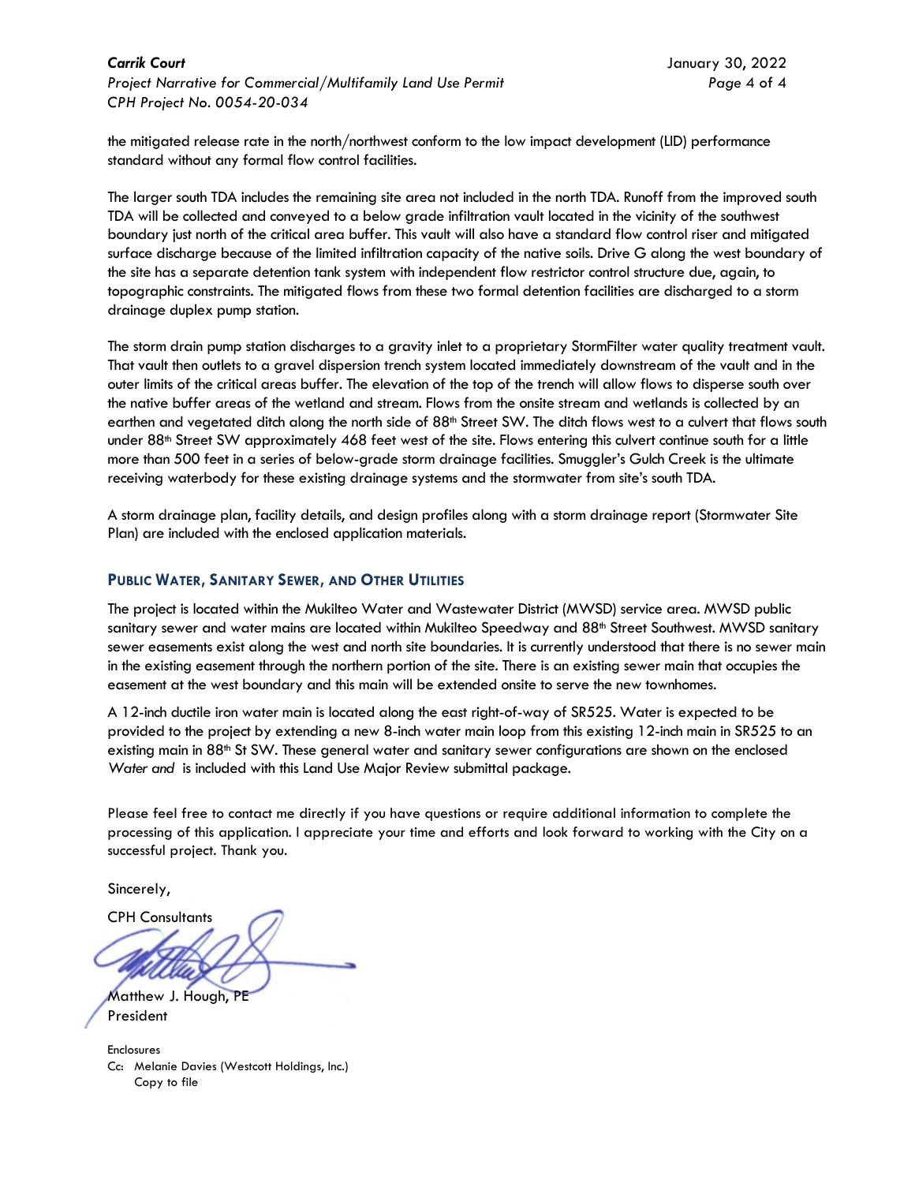the mitigated release rate in the north/northwest conform to the low impact development (LID) performance standard without any formal flow control facilities.

The larger south TDA includes the remaining site area not included in the north TDA. Runoff from the improved south TDA will be collected and conveyed to a below grade infiltration vault located in the vicinity of the southwest boundary just north of the critical area buffer. This vault will also have a standard flow control riser and mitigated surface discharge because of the limited infiltration capacity of the native soils. Drive G along the west boundary of the site has a separate detention tank system with independent flow restrictor control structure due, again, to topographic constraints. The mitigated flows from these two formal detention facilities are discharged to a storm drainage duplex pump station.

The storm drain pump station discharges to a gravity inlet to a proprietary StormFilter water quality treatment vault. That vault then outlets to a gravel dispersion trench system located immediately downstream of the vault and in the outer limits of the critical areas buffer. The elevation of the top of the trench will allow flows to disperse south over the native buffer areas of the wetland and stream. Flows from the onsite stream and wetlands is collected by an earthen and vegetated ditch along the north side of 88th Street SW. The ditch flows west to a culvert that flows south under 88th Street SW approximately 468 feet west of the site. Flows entering this culvert continue south for a little more than 500 feet in a series of below-grade storm drainage facilities. Smuggler's Gulch Creek is the ultimate receiving waterbody for these existing drainage systems and the stormwater from site's south TDA.

A storm drainage plan, facility details, and design profiles along with a storm drainage report (Stormwater Site Plan) are included with the enclosed application materials.

## PUBLIC WATER, SANITARY SEWER, AND OTHER UTILITIES

The project is located within the Mukilteo Water and Wastewater District (MWSD) service area. MWSD public sanitary sewer and water mains are located within Mukilteo Speedway and 88th Street Southwest. MWSD sanitary sewer easements exist along the west and north site boundaries. It is currently understood that there is no sewer main in the existing easement through the northern portion of the site. There is an existing sewer main that occupies the easement at the west boundary and this main will be extended onsite to serve the new townhomes.

A 12-inch ductile iron water main is located along the east right-of-way of SR525. Water is expected to be provided to the project by extending a new 8-inch water main loop from this existing 12-inch main in SR525 to an existing main in 88th St SW. These general water and sanitary sewer configurations are shown on the enclosed *Water and* is included with this Land Use Major Review submittal package.

Please feel free to contact me directly if you have questions or require additional information to complete the processing of this application. I appreciate your time and efforts and look forward to working with the City on a successful project. Thank you.

Sincerely,

CPH Consultants

Matthew J. Hough, PE
President

Enclosures
Cc: Melanie Davies (Westcott Holdings, Inc.)
Copy to file